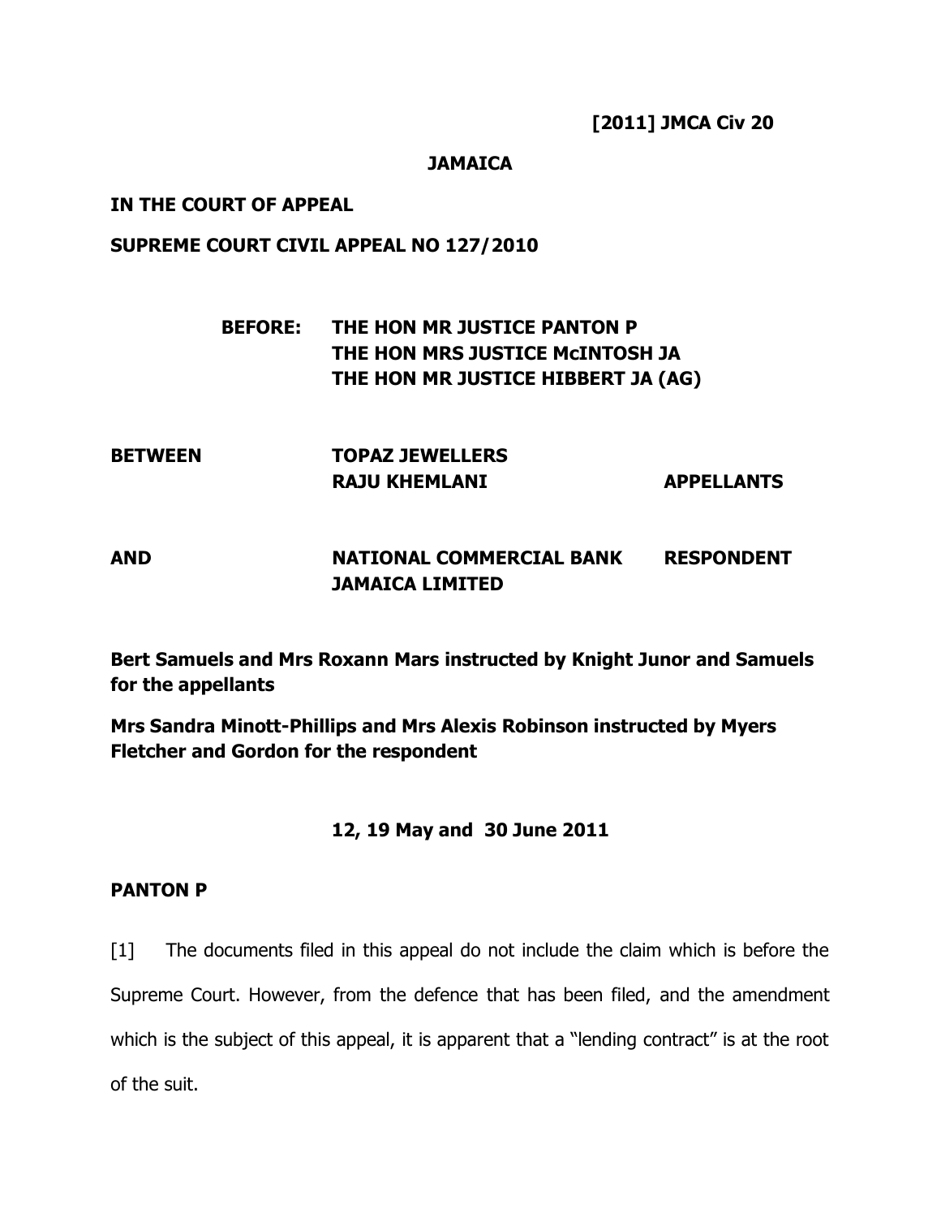**[2011] JMCA Civ 20**

**JAMAICA**

**IN THE COURT OF APPEAL**

**SUPREME COURT CIVIL APPEAL NO 127/2010**

**BEFORE: THE HON MR JUSTICE PANTON P**
**THE HON MRS JUSTICE McINTOSH JA**
**THE HON MR JUSTICE HIBBERT JA (AG)**

| | | |
|---|---|---|
| **BETWEEN** | **TOPAZ JEWELLERS** | |
| | **RAJU KHEMLANI** | **APPELLANTS** |
| **AND** | **NATIONAL COMMERCIAL BANK JAMAICA LIMITED** | **RESPONDENT** |

**Bert Samuels and Mrs Roxann Mars instructed by Knight Junor and Samuels for the appellants**

**Mrs Sandra Minott-Phillips and Mrs Alexis Robinson instructed by Myers Fletcher and Gordon for the respondent**

**12, 19 May and 30 June 2011**

**PANTON P**

[1] The documents filed in this appeal do not include the claim which is before the Supreme Court. However, from the defence that has been filed, and the amendment which is the subject of this appeal, it is apparent that a "lending contract" is at the root of the suit.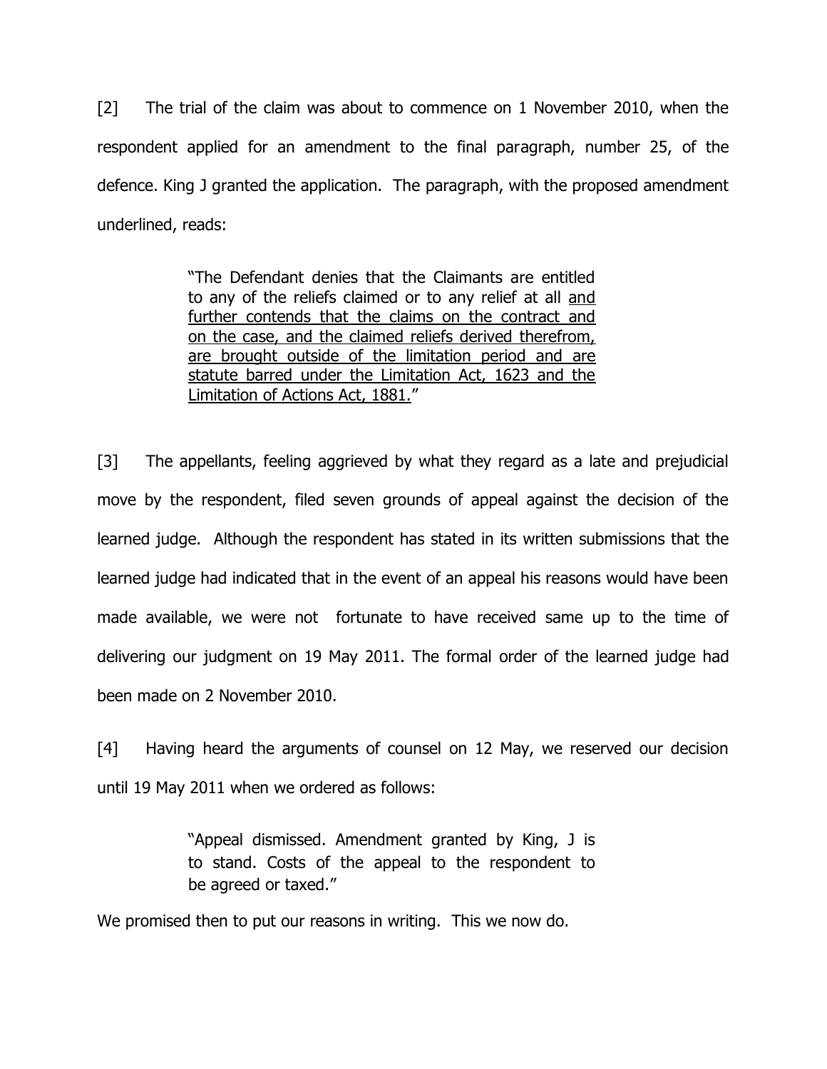[2] The trial of the claim was about to commence on 1 November 2010, when the respondent applied for an amendment to the final paragraph, number 25, of the defence. King J granted the application. The paragraph, with the proposed amendment underlined, reads:

> "The Defendant denies that the Claimants are entitled to any of the reliefs claimed or to any relief at all <u>and further contends that the claims on the contract and on the case, and the claimed reliefs derived therefrom, are brought outside of the limitation period and are statute barred under the Limitation Act, 1623 and the Limitation of Actions Act, 1881.</u>"

[3] The appellants, feeling aggrieved by what they regard as a late and prejudicial move by the respondent, filed seven grounds of appeal against the decision of the learned judge. Although the respondent has stated in its written submissions that the learned judge had indicated that in the event of an appeal his reasons would have been made available, we were not fortunate to have received same up to the time of delivering our judgment on 19 May 2011. The formal order of the learned judge had been made on 2 November 2010.

[4] Having heard the arguments of counsel on 12 May, we reserved our decision until 19 May 2011 when we ordered as follows:

> "Appeal dismissed. Amendment granted by King, J is to stand. Costs of the appeal to the respondent to be agreed or taxed."

We promised then to put our reasons in writing. This we now do.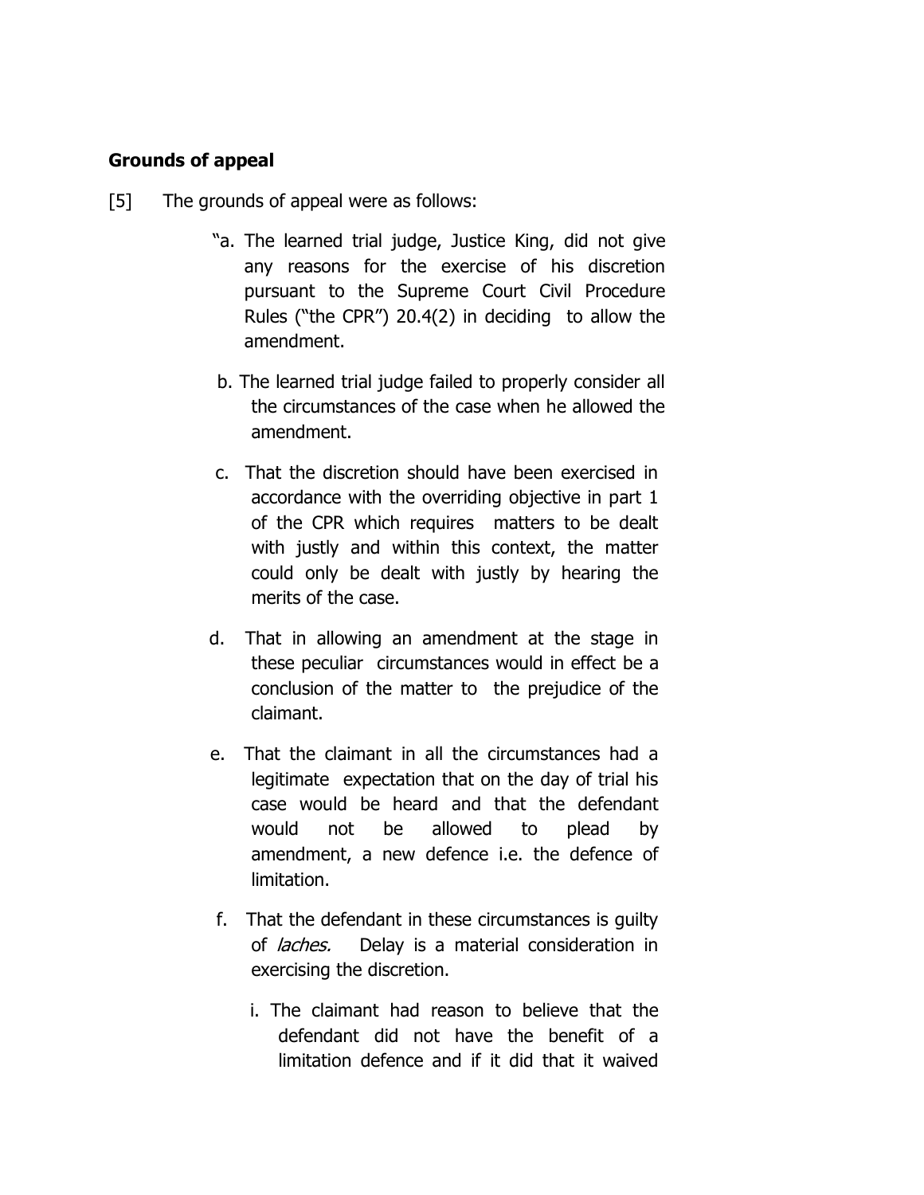**Grounds of appeal**

[5] The grounds of appeal were as follows:

"a. The learned trial judge, Justice King, did not give any reasons for the exercise of his discretion pursuant to the Supreme Court Civil Procedure Rules ("the CPR") 20.4(2) in deciding to allow the amendment.

b. The learned trial judge failed to properly consider all the circumstances of the case when he allowed the amendment.

c. That the discretion should have been exercised in accordance with the overriding objective in part 1 of the CPR which requires matters to be dealt with justly and within this context, the matter could only be dealt with justly by hearing the merits of the case.

d. That in allowing an amendment at the stage in these peculiar circumstances would in effect be a conclusion of the matter to the prejudice of the claimant.

e. That the claimant in all the circumstances had a legitimate expectation that on the day of trial his case would be heard and that the defendant would not be allowed to plead by amendment, a new defence i.e. the defence of limitation.

f. That the defendant in these circumstances is guilty of *laches.* Delay is a material consideration in exercising the discretion.

i. The claimant had reason to believe that the defendant did not have the benefit of a limitation defence and if it did that it waived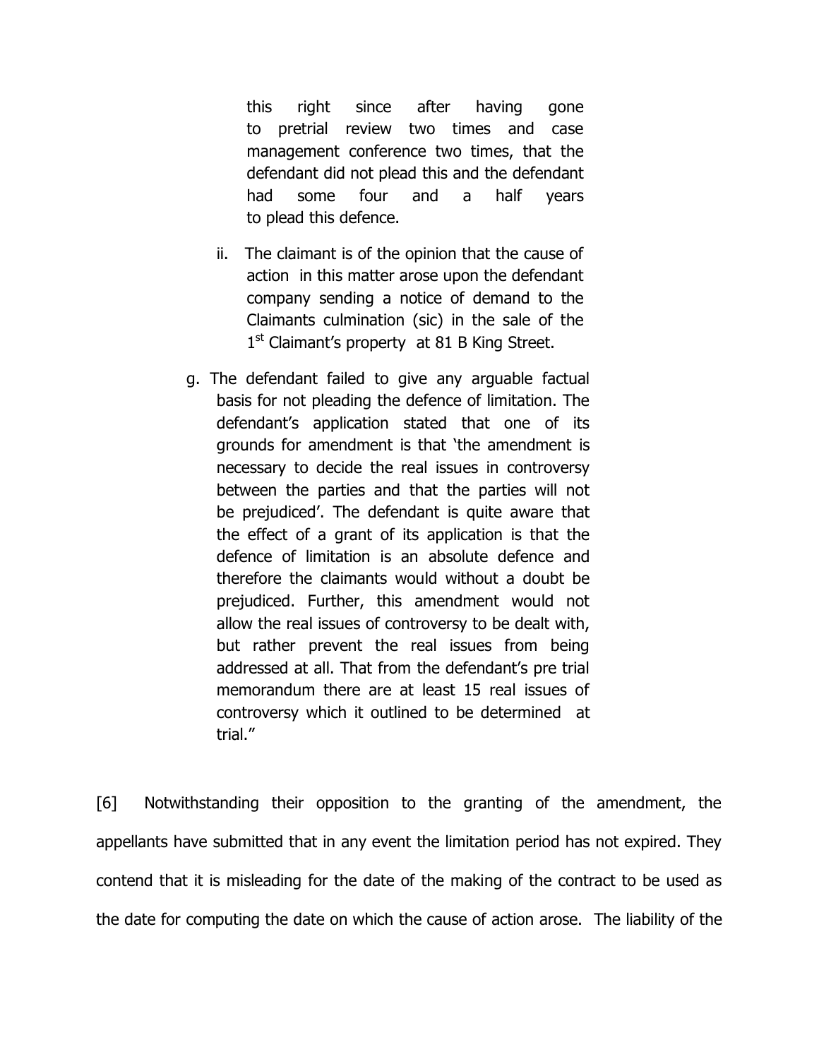this right since after having gone to pretrial review two times and case management conference two times, that the defendant did not plead this and the defendant had some four and a half years to plead this defence.

ii. The claimant is of the opinion that the cause of action in this matter arose upon the defendant company sending a notice of demand to the Claimants culmination (sic) in the sale of the 1st Claimant's property at 81 B King Street.

g. The defendant failed to give any arguable factual basis for not pleading the defence of limitation. The defendant's application stated that one of its grounds for amendment is that 'the amendment is necessary to decide the real issues in controversy between the parties and that the parties will not be prejudiced'. The defendant is quite aware that the effect of a grant of its application is that the defence of limitation is an absolute defence and therefore the claimants would without a doubt be prejudiced. Further, this amendment would not allow the real issues of controversy to be dealt with, but rather prevent the real issues from being addressed at all. That from the defendant's pre trial memorandum there are at least 15 real issues of controversy which it outlined to be determined at trial."

[6] Notwithstanding their opposition to the granting of the amendment, the appellants have submitted that in any event the limitation period has not expired. They contend that it is misleading for the date of the making of the contract to be used as the date for computing the date on which the cause of action arose. The liability of the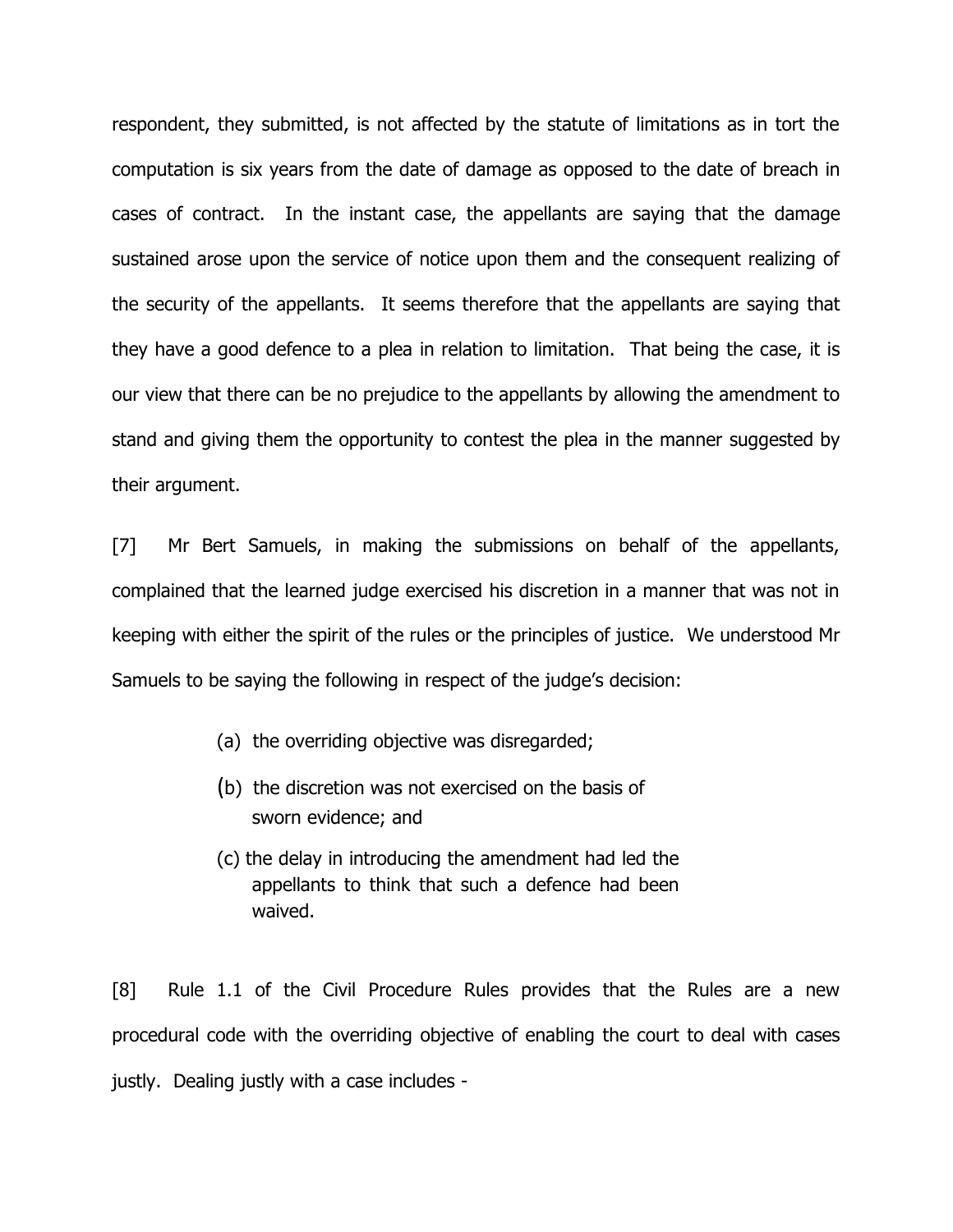respondent, they submitted, is not affected by the statute of limitations as in tort the computation is six years from the date of damage as opposed to the date of breach in cases of contract. In the instant case, the appellants are saying that the damage sustained arose upon the service of notice upon them and the consequent realizing of the security of the appellants. It seems therefore that the appellants are saying that they have a good defence to a plea in relation to limitation. That being the case, it is our view that there can be no prejudice to the appellants by allowing the amendment to stand and giving them the opportunity to contest the plea in the manner suggested by their argument.

[7] Mr Bert Samuels, in making the submissions on behalf of the appellants, complained that the learned judge exercised his discretion in a manner that was not in keeping with either the spirit of the rules or the principles of justice. We understood Mr Samuels to be saying the following in respect of the judge's decision:

(a) the overriding objective was disregarded;

(b) the discretion was not exercised on the basis of sworn evidence; and

(c) the delay in introducing the amendment had led the appellants to think that such a defence had been waived.

[8] Rule 1.1 of the Civil Procedure Rules provides that the Rules are a new procedural code with the overriding objective of enabling the court to deal with cases justly. Dealing justly with a case includes -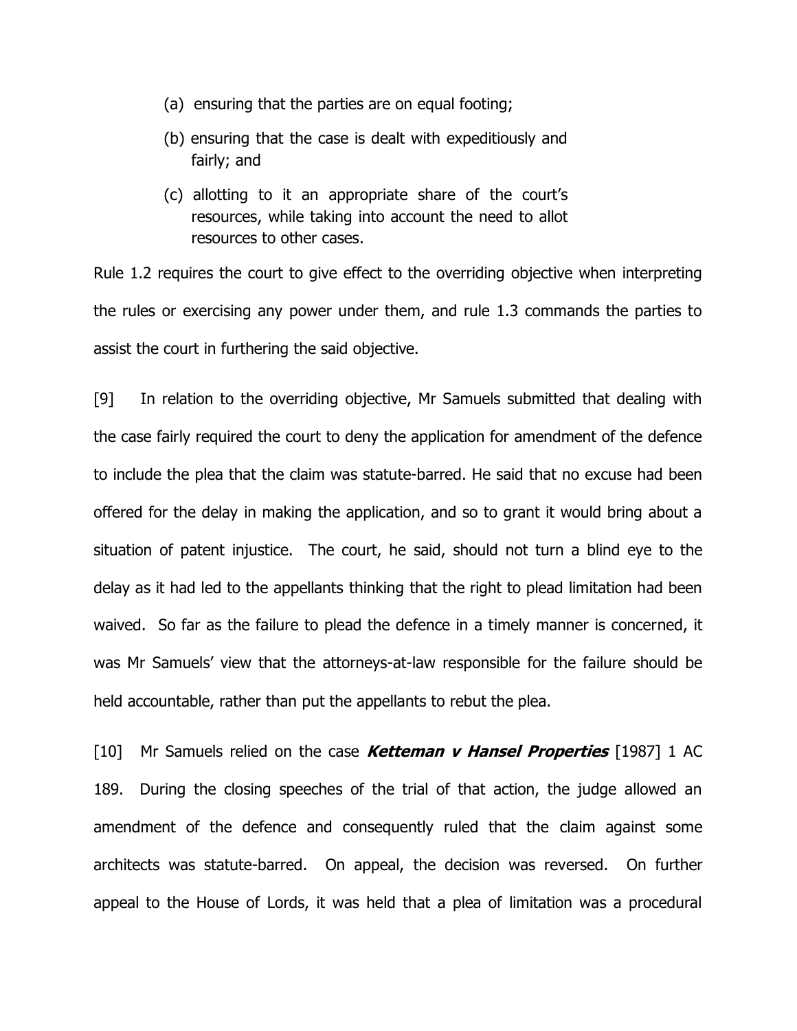(a) ensuring that the parties are on equal footing;

(b) ensuring that the case is dealt with expeditiously and fairly; and

(c) allotting to it an appropriate share of the court's resources, while taking into account the need to allot resources to other cases.

Rule 1.2 requires the court to give effect to the overriding objective when interpreting the rules or exercising any power under them, and rule 1.3 commands the parties to assist the court in furthering the said objective.

[9] In relation to the overriding objective, Mr Samuels submitted that dealing with the case fairly required the court to deny the application for amendment of the defence to include the plea that the claim was statute-barred. He said that no excuse had been offered for the delay in making the application, and so to grant it would bring about a situation of patent injustice. The court, he said, should not turn a blind eye to the delay as it had led to the appellants thinking that the right to plead limitation had been waived. So far as the failure to plead the defence in a timely manner is concerned, it was Mr Samuels' view that the attorneys-at-law responsible for the failure should be held accountable, rather than put the appellants to rebut the plea.

[10] Mr Samuels relied on the case ***Ketteman v Hansel Properties*** [1987] 1 AC 189. During the closing speeches of the trial of that action, the judge allowed an amendment of the defence and consequently ruled that the claim against some architects was statute-barred. On appeal, the decision was reversed. On further appeal to the House of Lords, it was held that a plea of limitation was a procedural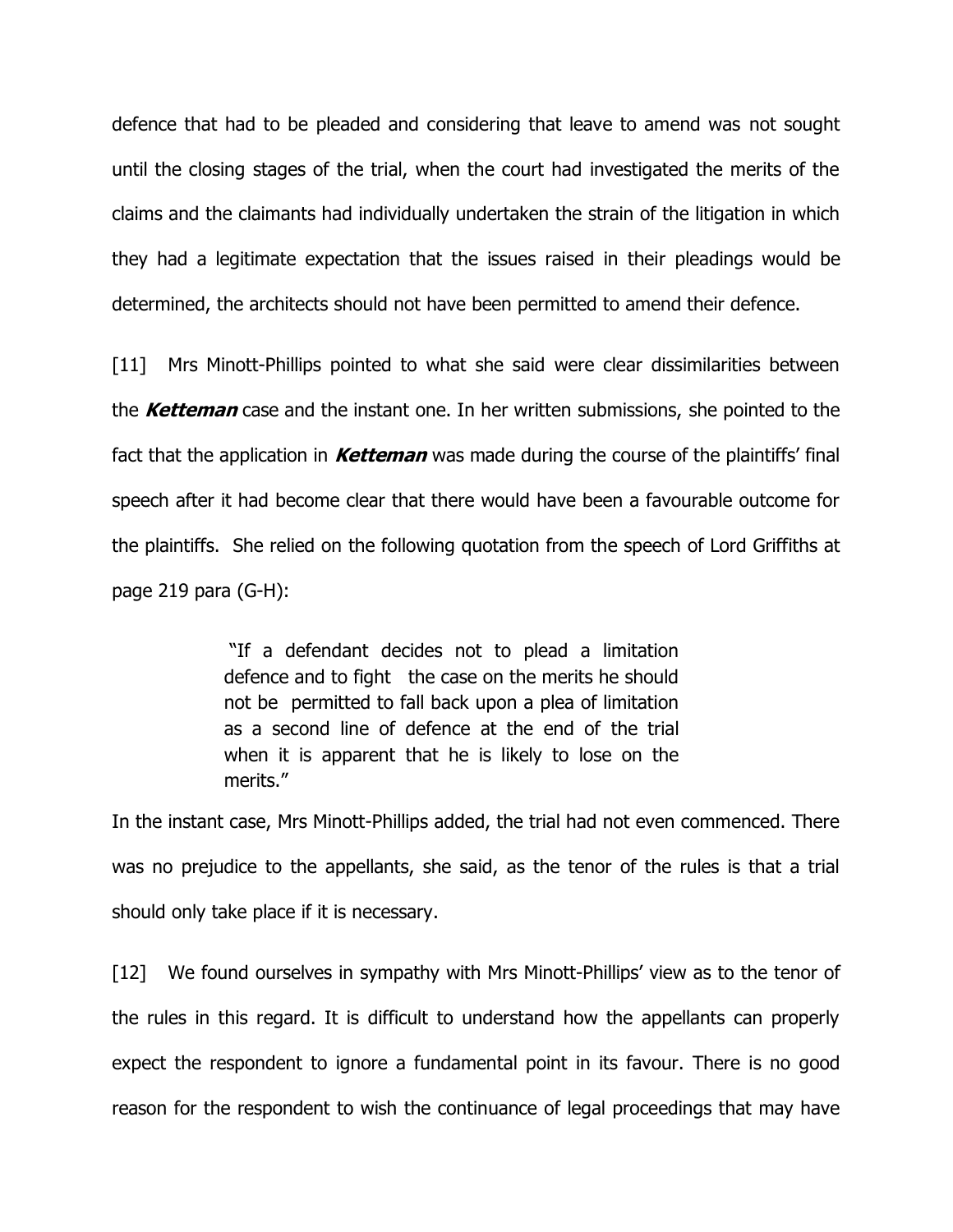defence that had to be pleaded and considering that leave to amend was not sought until the closing stages of the trial, when the court had investigated the merits of the claims and the claimants had individually undertaken the strain of the litigation in which they had a legitimate expectation that the issues raised in their pleadings would be determined, the architects should not have been permitted to amend their defence.

[11] Mrs Minott-Phillips pointed to what she said were clear dissimilarities between the ***Ketteman*** case and the instant one. In her written submissions, she pointed to the fact that the application in ***Ketteman*** was made during the course of the plaintiffs' final speech after it had become clear that there would have been a favourable outcome for the plaintiffs. She relied on the following quotation from the speech of Lord Griffiths at page 219 para (G-H):

> "If a defendant decides not to plead a limitation defence and to fight the case on the merits he should not be permitted to fall back upon a plea of limitation as a second line of defence at the end of the trial when it is apparent that he is likely to lose on the merits."

In the instant case, Mrs Minott-Phillips added, the trial had not even commenced. There was no prejudice to the appellants, she said, as the tenor of the rules is that a trial should only take place if it is necessary.

[12] We found ourselves in sympathy with Mrs Minott-Phillips' view as to the tenor of the rules in this regard. It is difficult to understand how the appellants can properly expect the respondent to ignore a fundamental point in its favour. There is no good reason for the respondent to wish the continuance of legal proceedings that may have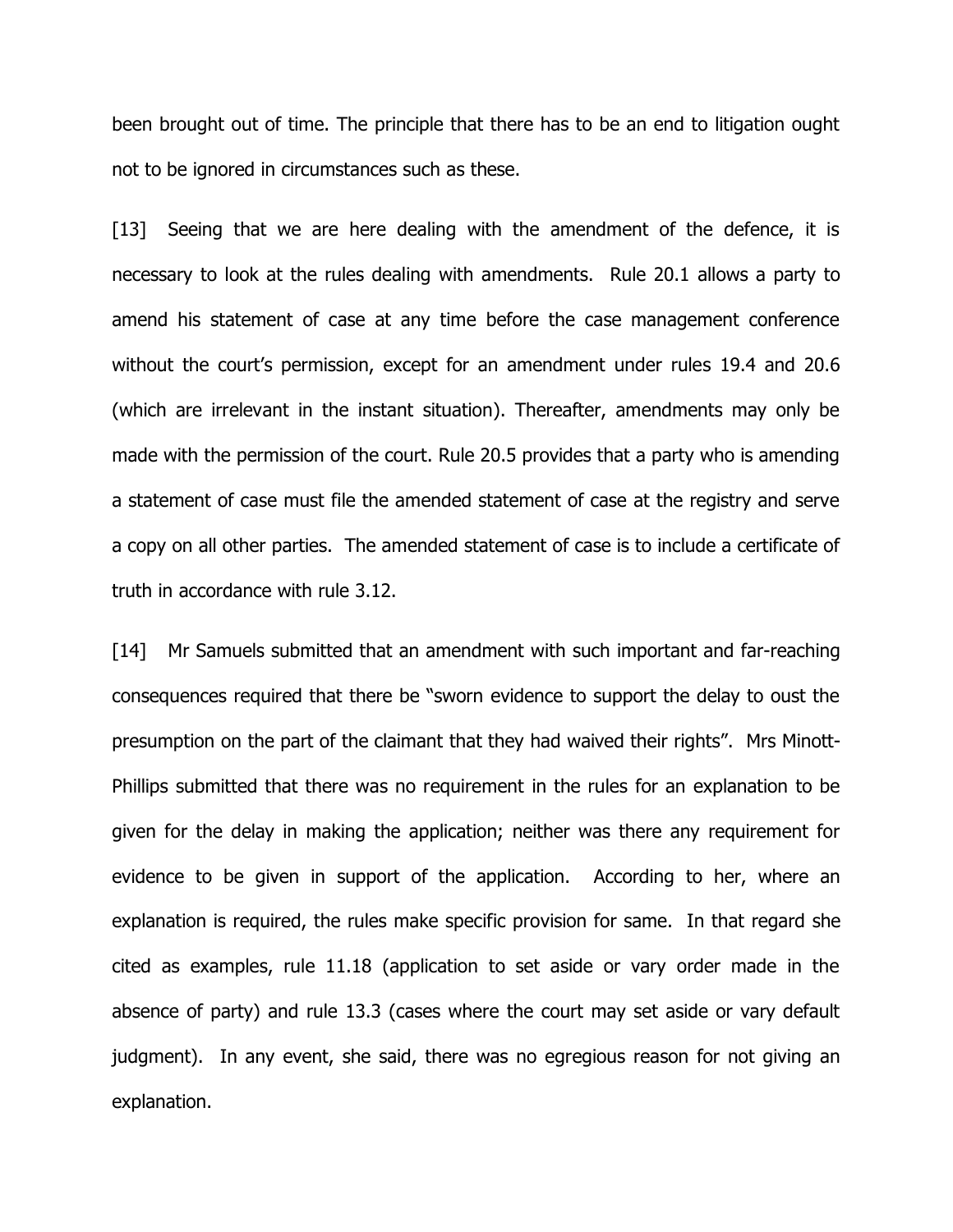been brought out of time. The principle that there has to be an end to litigation ought not to be ignored in circumstances such as these.

[13] Seeing that we are here dealing with the amendment of the defence, it is necessary to look at the rules dealing with amendments. Rule 20.1 allows a party to amend his statement of case at any time before the case management conference without the court's permission, except for an amendment under rules 19.4 and 20.6 (which are irrelevant in the instant situation). Thereafter, amendments may only be made with the permission of the court. Rule 20.5 provides that a party who is amending a statement of case must file the amended statement of case at the registry and serve a copy on all other parties. The amended statement of case is to include a certificate of truth in accordance with rule 3.12.

[14] Mr Samuels submitted that an amendment with such important and far-reaching consequences required that there be "sworn evidence to support the delay to oust the presumption on the part of the claimant that they had waived their rights". Mrs Minott-Phillips submitted that there was no requirement in the rules for an explanation to be given for the delay in making the application; neither was there any requirement for evidence to be given in support of the application. According to her, where an explanation is required, the rules make specific provision for same. In that regard she cited as examples, rule 11.18 (application to set aside or vary order made in the absence of party) and rule 13.3 (cases where the court may set aside or vary default judgment). In any event, she said, there was no egregious reason for not giving an explanation.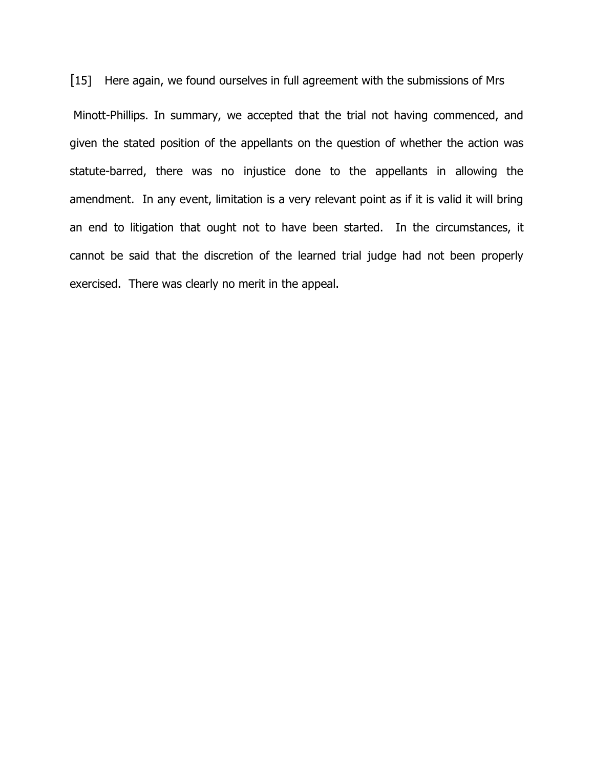[15] Here again, we found ourselves in full agreement with the submissions of Mrs Minott-Phillips. In summary, we accepted that the trial not having commenced, and given the stated position of the appellants on the question of whether the action was statute-barred, there was no injustice done to the appellants in allowing the amendment. In any event, limitation is a very relevant point as if it is valid it will bring an end to litigation that ought not to have been started. In the circumstances, it cannot be said that the discretion of the learned trial judge had not been properly exercised. There was clearly no merit in the appeal.